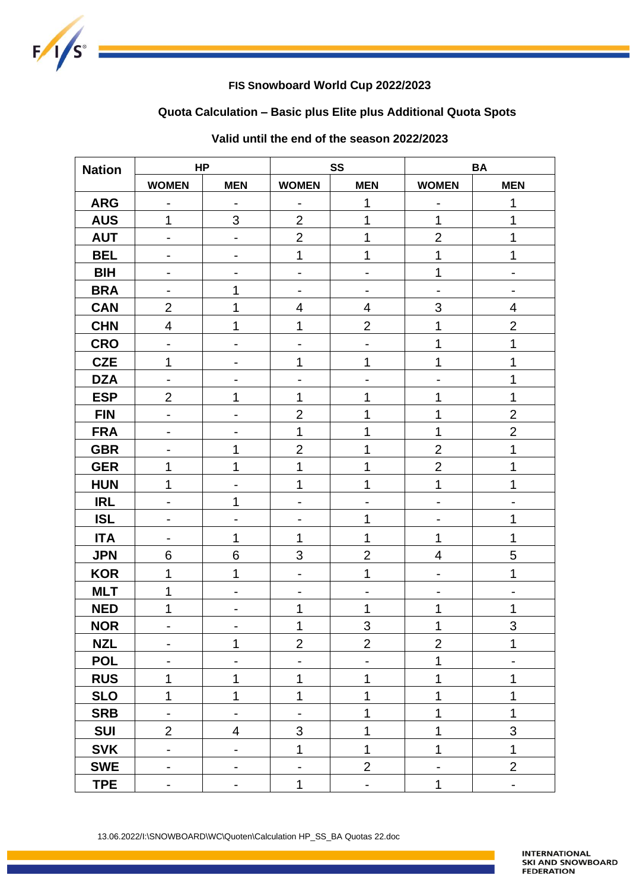**FIS Snowboard World Cup 2022/2023**

**Quota Calculation – Basic plus Elite plus Additional Quota Spots**

**Valid until the end of the season 2022/2023**

| Nation | HP | | SS | | BA | |
|---|---|---|---|---|---|---|
| | WOMEN | MEN | WOMEN | MEN | WOMEN | MEN |
| ARG | - | - | - | 1 | - | 1 |
| AUS | 1 | 3 | 2 | 1 | 1 | 1 |
| AUT | - | - | 2 | 1 | 2 | 1 |
| BEL | - | - | 1 | 1 | 1 | 1 |
| BIH | - | - | - | - | 1 | - |
| BRA | - | 1 | - | - | - | - |
| CAN | 2 | 1 | 4 | 4 | 3 | 4 |
| CHN | 4 | 1 | 1 | 2 | 1 | 2 |
| CRO | - | - | - | - | 1 | 1 |
| CZE | 1 | - | 1 | 1 | 1 | 1 |
| DZA | - | - | - | - | - | 1 |
| ESP | 2 | 1 | 1 | 1 | 1 | 1 |
| FIN | - | - | 2 | 1 | 1 | 2 |
| FRA | - | - | 1 | 1 | 1 | 2 |
| GBR | - | 1 | 2 | 1 | 2 | 1 |
| GER | 1 | 1 | 1 | 1 | 2 | 1 |
| HUN | 1 | - | 1 | 1 | 1 | 1 |
| IRL | - | 1 | - | - | - | - |
| ISL | - | - | - | 1 | - | 1 |
| ITA | - | 1 | 1 | 1 | 1 | 1 |
| JPN | 6 | 6 | 3 | 2 | 4 | 5 |
| KOR | 1 | 1 | - | 1 | - | 1 |
| MLT | 1 | - | - | - | - | - |
| NED | 1 | - | 1 | 1 | 1 | 1 |
| NOR | - | - | 1 | 3 | 1 | 3 |
| NZL | - | 1 | 2 | 2 | 2 | 1 |
| POL | - | - | - | - | 1 | - |
| RUS | 1 | 1 | 1 | 1 | 1 | 1 |
| SLO | 1 | 1 | 1 | 1 | 1 | 1 |
| SRB | - | - | - | 1 | 1 | 1 |
| SUI | 2 | 4 | 3 | 1 | 1 | 3 |
| SVK | - | - | 1 | 1 | 1 | 1 |
| SWE | - | - | - | 2 | - | 2 |
| TPE | - | - | 1 | - | 1 | - |

13.06.2022/I:\SNOWBOARD\WC\Quoten\Calculation HP_SS_BA Quotas 22.doc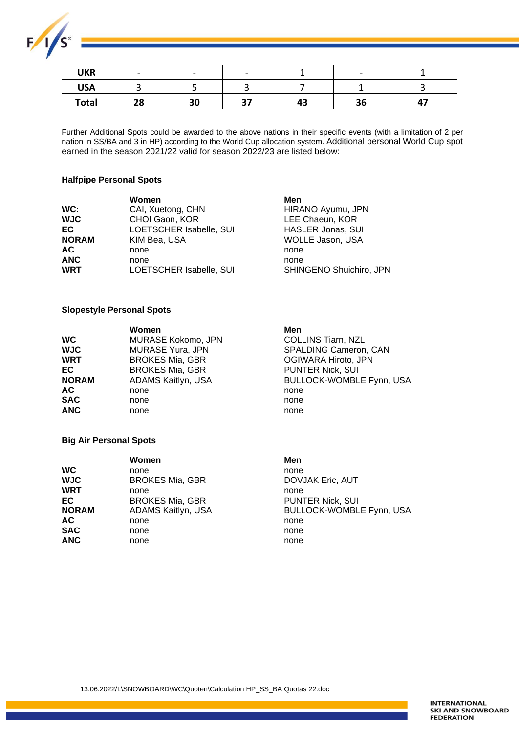| | | | | | | |
|---|---|---|---|---|---|---|
| **UKR** | - | - | - | 1 | - | 1 |
| **USA** | 3 | 5 | 3 | 7 | 1 | 3 |
| **Total** | **28** | **30** | **37** | **43** | **36** | **47** |

Further Additional Spots could be awarded to the above nations in their specific events (with a limitation of 2 per nation in SS/BA and 3 in HP) according to the World Cup allocation system. Additional personal World Cup spot earned in the season 2021/22 valid for season 2022/23 are listed below:

**Halfpipe Personal Spots**

| | **Women** | **Men** |
|---|---|---|
| **WC:** | CAI, Xuetong, CHN | HIRANO Ayumu, JPN |
| **WJC** | CHOI Gaon, KOR | LEE Chaeun, KOR |
| **EC** | LOETSCHER Isabelle, SUI | HASLER Jonas, SUI |
| **NORAM** | KIM Bea, USA | WOLLE Jason, USA |
| **AC** | none | none |
| **ANC** | none | none |
| **WRT** | LOETSCHER Isabelle, SUI | SHINGENO Shuichiro, JPN |

**Slopestyle Personal Spots**

| | **Women** | **Men** |
|---|---|---|
| **WC** | MURASE Kokomo, JPN | COLLINS Tiarn, NZL |
| **WJC** | MURASE Yura, JPN | SPALDING Cameron, CAN |
| **WRT** | BROKES Mia, GBR | OGIWARA Hiroto, JPN |
| **EC** | BROKES Mia, GBR | PUNTER Nick, SUI |
| **NORAM** | ADAMS Kaitlyn, USA | BULLOCK-WOMBLE Fynn, USA |
| **AC** | none | none |
| **SAC** | none | none |
| **ANC** | none | none |

**Big Air Personal Spots**

| | **Women** | **Men** |
|---|---|---|
| **WC** | none | none |
| **WJC** | BROKES Mia, GBR | DOVJAK Eric, AUT |
| **WRT** | none | none |
| **EC** | BROKES Mia, GBR | PUNTER Nick, SUI |
| **NORAM** | ADAMS Kaitlyn, USA | BULLOCK-WOMBLE Fynn, USA |
| **AC** | none | none |
| **SAC** | none | none |
| **ANC** | none | none |

13.06.2022/I:\SNOWBOARD\WC\Quoten\Calculation HP_SS_BA Quotas 22.doc